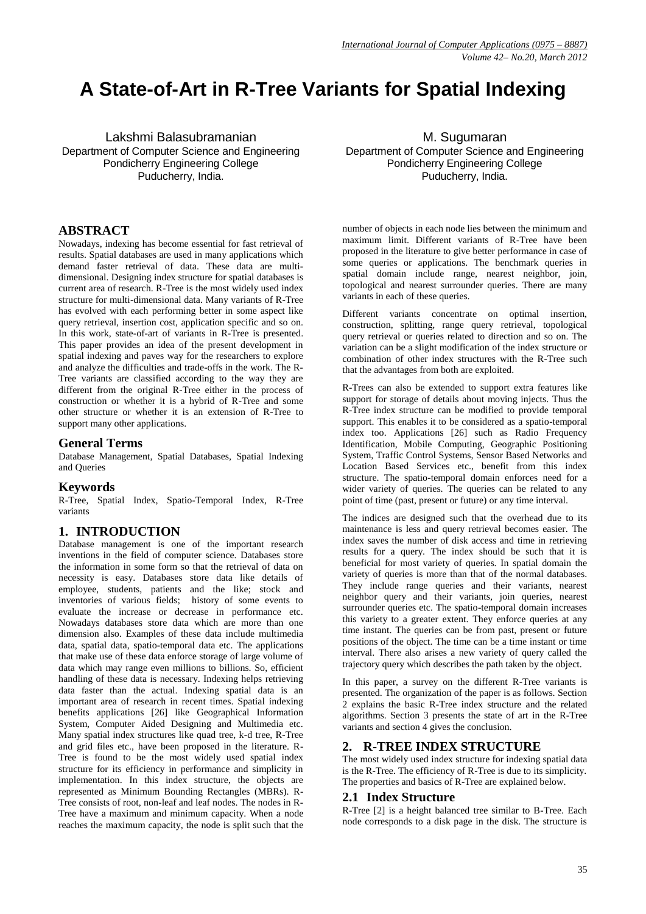# A State-of-Art in R-Tree Variants for Spatial Indexing

Lakshmi Balasubramanian
Department of Computer Science and Engineering
Pondicherry Engineering College
Puducherry, India.

M. Sugumaran
Department of Computer Science and Engineering
Pondicherry Engineering College
Puducherry, India.

## ABSTRACT

Nowadays, indexing has become essential for fast retrieval of results. Spatial databases are used in many applications which demand faster retrieval of data. These data are multi-dimensional. Designing index structure for spatial databases is current area of research. R-Tree is the most widely used index structure for multi-dimensional data. Many variants of R-Tree has evolved with each performing better in some aspect like query retrieval, insertion cost, application specific and so on. In this work, state-of-art of variants in R-Tree is presented. This paper provides an idea of the present development in spatial indexing and paves way for the researchers to explore and analyze the difficulties and trade-offs in the work. The R-Tree variants are classified according to the way they are different from the original R-Tree either in the process of construction or whether it is a hybrid of R-Tree and some other structure or whether it is an extension of R-Tree to support many other applications.

## General Terms

Database Management, Spatial Databases, Spatial Indexing and Queries

## Keywords

R-Tree, Spatial Index, Spatio-Temporal Index, R-Tree variants

## 1. INTRODUCTION

Database management is one of the important research inventions in the field of computer science. Databases store the information in some form so that the retrieval of data on necessity is easy. Databases store data like details of employee, students, patients and the like; stock and inventories of various fields; history of some events to evaluate the increase or decrease in performance etc. Nowadays databases store data which are more than one dimension also. Examples of these data include multimedia data, spatial data, spatio-temporal data etc. The applications that make use of these data enforce storage of large volume of data which may range even millions to billions. So, efficient handling of these data is necessary. Indexing helps retrieving data faster than the actual. Indexing spatial data is an important area of research in recent times. Spatial indexing benefits applications [26] like Geographical Information System, Computer Aided Designing and Multimedia etc. Many spatial index structures like quad tree, k-d tree, R-Tree and grid files etc., have been proposed in the literature. R-Tree is found to be the most widely used spatial index structure for its efficiency in performance and simplicity in implementation. In this index structure, the objects are represented as Minimum Bounding Rectangles (MBRs). R-Tree consists of root, non-leaf and leaf nodes. The nodes in R-Tree have a maximum and minimum capacity. When a node reaches the maximum capacity, the node is split such that the number of objects in each node lies between the minimum and maximum limit. Different variants of R-Tree have been proposed in the literature to give better performance in case of some queries or applications. The benchmark queries in spatial domain include range, nearest neighbor, join, topological and nearest surrounder queries. There are many variants in each of these queries.

Different variants concentrate on optimal insertion, construction, splitting, range query retrieval, topological query retrieval or queries related to direction and so on. The variation can be a slight modification of the index structure or combination of other index structures with the R-Tree such that the advantages from both are exploited.

R-Trees can also be extended to support extra features like support for storage of details about moving injects. Thus the R-Tree index structure can be modified to provide temporal support. This enables it to be considered as a spatio-temporal index too. Applications [26] such as Radio Frequency Identification, Mobile Computing, Geographic Positioning System, Traffic Control Systems, Sensor Based Networks and Location Based Services etc., benefit from this index structure. The spatio-temporal domain enforces need for a wider variety of queries. The queries can be related to any point of time (past, present or future) or any time interval.

The indices are designed such that the overhead due to its maintenance is less and query retrieval becomes easier. The index saves the number of disk access and time in retrieving results for a query. The index should be such that it is beneficial for most variety of queries. In spatial domain the variety of queries is more than that of the normal databases. They include range queries and their variants, nearest neighbor query and their variants, join queries, nearest surrounder queries etc. The spatio-temporal domain increases this variety to a greater extent. They enforce queries at any time instant. The queries can be from past, present or future positions of the object. The time can be a time instant or time interval. There also arises a new variety of query called the trajectory query which describes the path taken by the object.

In this paper, a survey on the different R-Tree variants is presented. The organization of the paper is as follows. Section 2 explains the basic R-Tree index structure and the related algorithms. Section 3 presents the state of art in the R-Tree variants and section 4 gives the conclusion.

## 2. R-TREE INDEX STRUCTURE

The most widely used index structure for indexing spatial data is the R-Tree. The efficiency of R-Tree is due to its simplicity. The properties and basics of R-Tree are explained below.

### 2.1 Index Structure

R-Tree [2] is a height balanced tree similar to B-Tree. Each node corresponds to a disk page in the disk. The structure is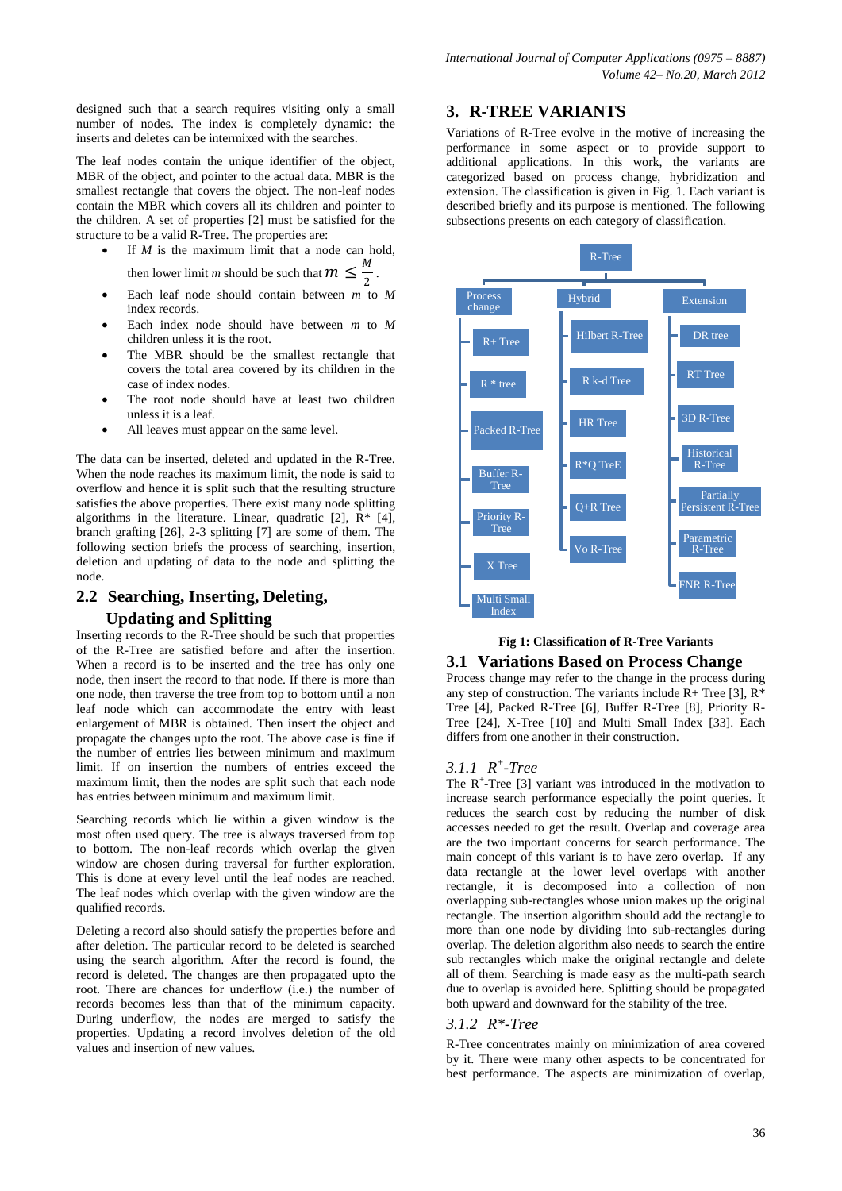designed such that a search requires visiting only a small number of nodes. The index is completely dynamic: the inserts and deletes can be intermixed with the searches.

The leaf nodes contain the unique identifier of the object, MBR of the object, and pointer to the actual data. MBR is the smallest rectangle that covers the object. The non-leaf nodes contain the MBR which covers all its children and pointer to the children. A set of properties [2] must be satisfied for the structure to be a valid R-Tree. The properties are:

- If $M$ is the maximum limit that a node can hold, then lower limit $m$ should be such that $m \leq \frac{M}{2}$.
- Each leaf node should contain between $m$ to $M$ index records.
- Each index node should have between $m$ to $M$ children unless it is the root.
- The MBR should be the smallest rectangle that covers the total area covered by its children in the case of index nodes.
- The root node should have at least two children unless it is a leaf.
- All leaves must appear on the same level.

The data can be inserted, deleted and updated in the R-Tree. When the node reaches its maximum limit, the node is said to overflow and hence it is split such that the resulting structure satisfies the above properties. There exist many node splitting algorithms in the literature. Linear, quadratic [2], R* [4], branch grafting [26], 2-3 splitting [7] are some of them. The following section briefs the process of searching, insertion, deletion and updating of data to the node and splitting the node.

## 2.2 Searching, Inserting, Deleting, Updating and Splitting

Inserting records to the R-Tree should be such that properties of the R-Tree are satisfied before and after the insertion. When a record is to be inserted and the tree has only one node, then insert the record to that node. If there is more than one node, then traverse the tree from top to bottom until a non leaf node which can accommodate the entry with least enlargement of MBR is obtained. Then insert the object and propagate the changes upto the root. The above case is fine if the number of entries lies between minimum and maximum limit. If on insertion the numbers of entries exceed the maximum limit, then the nodes are split such that each node has entries between minimum and maximum limit.

Searching records which lie within a given window is the most often used query. The tree is always traversed from top to bottom. The non-leaf records which overlap the given window are chosen during traversal for further exploration. This is done at every level until the leaf nodes are reached. The leaf nodes which overlap with the given window are the qualified records.

Deleting a record also should satisfy the properties before and after deletion. The particular record to be deleted is searched using the search algorithm. After the record is found, the record is deleted. The changes are then propagated upto the root. There are chances for underflow (i.e.) the number of records becomes less than that of the minimum capacity. During underflow, the nodes are merged to satisfy the properties. Updating a record involves deletion of the old values and insertion of new values.

# 3. R-TREE VARIANTS

Variations of R-Tree evolve in the motive of increasing the performance in some aspect or to provide support to additional applications. In this work, the variants are categorized based on process change, hybridization and extension. The classification is given in Fig. 1. Each variant is described briefly and its purpose is mentioned. The following subsections presents on each category of classification.

- R-Tree
  - Process change
    - R+ Tree
    - R * tree
    - Packed R-Tree
    - Buffer R-Tree
    - Priority R-Tree
    - X Tree
    - Multi Small Index
  - Hybrid
    - Hilbert R-Tree
    - R k-d Tree
    - HR Tree
    - R*Q TreE
    - Q+R Tree
    - Vo R-Tree
  - Extension
    - DR tree
    - RT Tree
    - 3D R-Tree
    - Historical R-Tree
    - Partially Persistent R-Tree
    - Parametric R-Tree
    - FNR R-Tree

**Fig 1: Classification of R-Tree Variants**

## 3.1 Variations Based on Process Change

Process change may refer to the change in the process during any step of construction. The variants include R+ Tree [3], R* Tree [4], Packed R-Tree [6], Buffer R-Tree [8], Priority R-Tree [24], X-Tree [10] and Multi Small Index [33]. Each differs from one another in their construction.

### 3.1.1 $R^{+}$-Tree

The $R^{+}$-Tree [3] variant was introduced in the motivation to increase search performance especially the point queries. It reduces the search cost by reducing the number of disk accesses needed to get the result. Overlap and coverage area are the two important concerns for search performance. The main concept of this variant is to have zero overlap. If any data rectangle at the lower level overlaps with another rectangle, it is decomposed into a collection of non overlapping sub-rectangles whose union makes up the original rectangle. The insertion algorithm should add the rectangle to more than one node by dividing into sub-rectangles during overlap. The deletion algorithm also needs to search the entire sub rectangles which make the original rectangle and delete all of them. Searching is made easy as the multi-path search due to overlap is avoided here. Splitting should be propagated both upward and downward for the stability of the tree.

### 3.1.2 R*-Tree

R-Tree concentrates mainly on minimization of area covered by it. There were many other aspects to be concentrated for best performance. The aspects are minimization of overlap,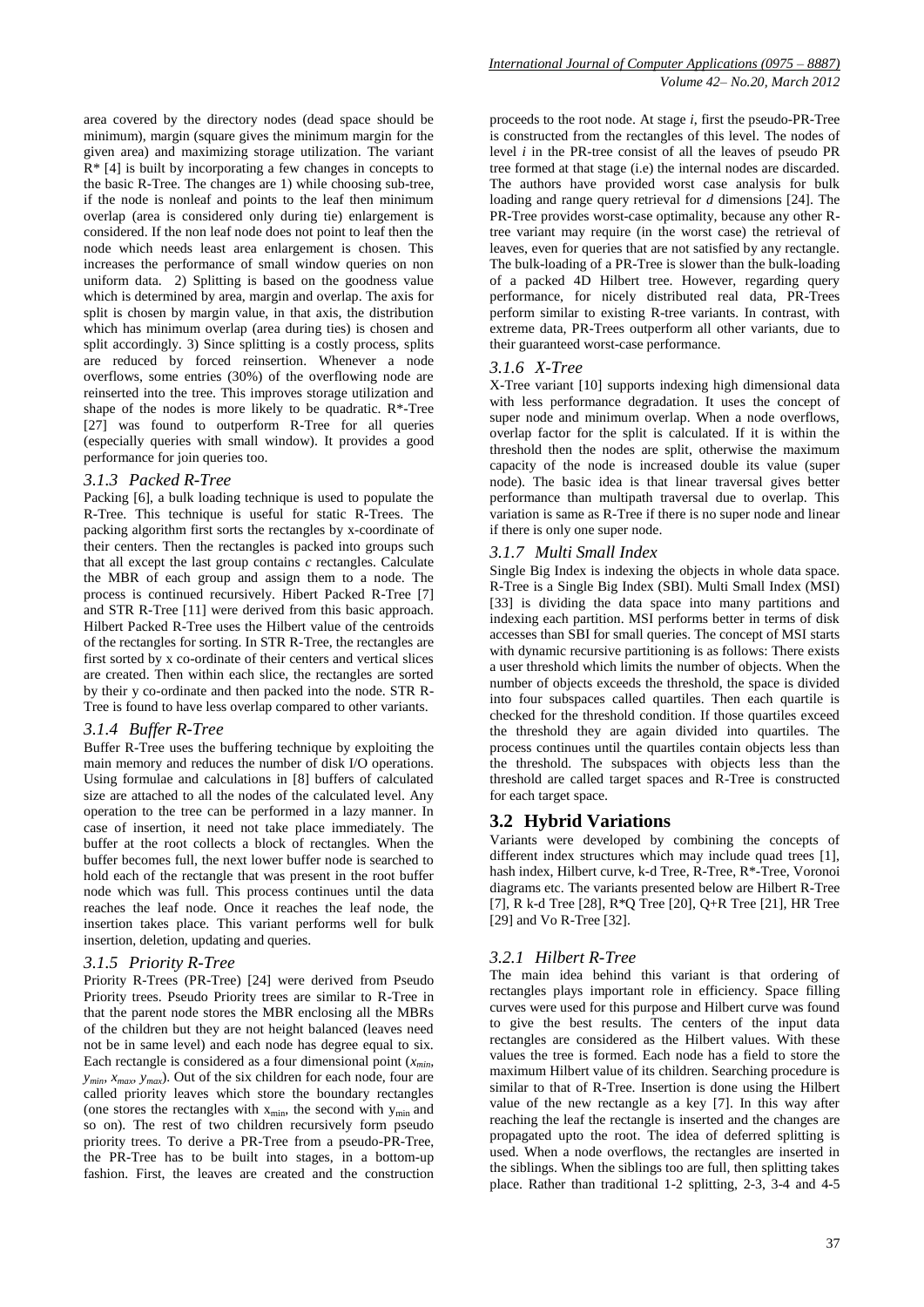area covered by the directory nodes (dead space should be minimum), margin (square gives the minimum margin for the given area) and maximizing storage utilization. The variant R* [4] is built by incorporating a few changes in concepts to the basic R-Tree. The changes are 1) while choosing sub-tree, if the node is nonleaf and points to the leaf then minimum overlap (area is considered only during tie) enlargement is considered. If the non leaf node does not point to leaf then the node which needs least area enlargement is chosen. This increases the performance of small window queries on non uniform data. 2) Splitting is based on the goodness value which is determined by area, margin and overlap. The axis for split is chosen by margin value, in that axis, the distribution which has minimum overlap (area during ties) is chosen and split accordingly. 3) Since splitting is a costly process, splits are reduced by forced reinsertion. Whenever a node overflows, some entries (30%) of the overflowing node are reinserted into the tree. This improves storage utilization and shape of the nodes is more likely to be quadratic. R*-Tree [27] was found to outperform R-Tree for all queries (especially queries with small window). It provides a good performance for join queries too.

### *3.1.3 Packed R-Tree*

Packing [6], a bulk loading technique is used to populate the R-Tree. This technique is useful for static R-Trees. The packing algorithm first sorts the rectangles by x-coordinate of their centers. Then the rectangles is packed into groups such that all except the last group contains *c* rectangles. Calculate the MBR of each group and assign them to a node. The process is continued recursively. Hibert Packed R-Tree [7] and STR R-Tree [11] were derived from this basic approach. Hilbert Packed R-Tree uses the Hilbert value of the centroids of the rectangles for sorting. In STR R-Tree, the rectangles are first sorted by x co-ordinate of their centers and vertical slices are created. Then within each slice, the rectangles are sorted by their y co-ordinate and then packed into the node. STR R-Tree is found to have less overlap compared to other variants.

### *3.1.4 Buffer R-Tree*

Buffer R-Tree uses the buffering technique by exploiting the main memory and reduces the number of disk I/O operations. Using formulae and calculations in [8] buffers of calculated size are attached to all the nodes of the calculated level. Any operation to the tree can be performed in a lazy manner. In case of insertion, it need not take place immediately. The buffer at the root collects a block of rectangles. When the buffer becomes full, the next lower buffer node is searched to hold each of the rectangle that was present in the root buffer node which was full. This process continues until the data reaches the leaf node. Once it reaches the leaf node, the insertion takes place. This variant performs well for bulk insertion, deletion, updating and queries.

### *3.1.5 Priority R-Tree*

Priority R-Trees (PR-Tree) [24] were derived from Pseudo Priority trees. Pseudo Priority trees are similar to R-Tree in that the parent node stores the MBR enclosing all the MBRs of the children but they are not height balanced (leaves need not be in same level) and each node has degree equal to six. Each rectangle is considered as a four dimensional point ($x_{min}$, $y_{min}$, $x_{max}$, $y_{max}$). Out of the six children for each node, four are called priority leaves which store the boundary rectangles (one stores the rectangles with $x_{min}$, the second with $y_{min}$ and so on). The rest of two children recursively form pseudo priority trees. To derive a PR-Tree from a pseudo-PR-Tree, the PR-Tree has to be built into stages, in a bottom-up fashion. First, the leaves are created and the construction proceeds to the root node. At stage *i*, first the pseudo-PR-Tree is constructed from the rectangles of this level. The nodes of level *i* in the PR-tree consist of all the leaves of pseudo PR tree formed at that stage (i.e) the internal nodes are discarded. The authors have provided worst case analysis for bulk loading and range query retrieval for *d* dimensions [24]. The PR-Tree provides worst-case optimality, because any other R-tree variant may require (in the worst case) the retrieval of leaves, even for queries that are not satisfied by any rectangle. The bulk-loading of a PR-Tree is slower than the bulk-loading of a packed 4D Hilbert tree. However, regarding query performance, for nicely distributed real data, PR-Trees perform similar to existing R-tree variants. In contrast, with extreme data, PR-Trees outperform all other variants, due to their guaranteed worst-case performance.

### *3.1.6 X-Tree*

X-Tree variant [10] supports indexing high dimensional data with less performance degradation. It uses the concept of super node and minimum overlap. When a node overflows, overlap factor for the split is calculated. If it is within the threshold then the nodes are split, otherwise the maximum capacity of the node is increased double its value (super node). The basic idea is that linear traversal gives better performance than multipath traversal due to overlap. This variation is same as R-Tree if there is no super node and linear if there is only one super node.

### *3.1.7 Multi Small Index*

Single Big Index is indexing the objects in whole data space. R-Tree is a Single Big Index (SBI). Multi Small Index (MSI) [33] is dividing the data space into many partitions and indexing each partition. MSI performs better in terms of disk accesses than SBI for small queries. The concept of MSI starts with dynamic recursive partitioning is as follows: There exists a user threshold which limits the number of objects. When the number of objects exceeds the threshold, the space is divided into four subspaces called quartiles. Then each quartile is checked for the threshold condition. If those quartiles exceed the threshold they are again divided into quartiles. The process continues until the quartiles contain objects less than the threshold. The subspaces with objects less than the threshold are called target spaces and R-Tree is constructed for each target space.

## 3.2 Hybrid Variations

Variants were developed by combining the concepts of different index structures which may include quad trees [1], hash index, Hilbert curve, k-d Tree, R-Tree, R*-Tree, Voronoi diagrams etc. The variants presented below are Hilbert R-Tree [7], R k-d Tree [28], R*Q Tree [20], Q+R Tree [21], HR Tree [29] and Vo R-Tree [32].

### *3.2.1 Hilbert R-Tree*

The main idea behind this variant is that ordering of rectangles plays important role in efficiency. Space filling curves were used for this purpose and Hilbert curve was found to give the best results. The centers of the input data rectangles are considered as the Hilbert values. With these values the tree is formed. Each node has a field to store the maximum Hilbert value of its children. Searching procedure is similar to that of R-Tree. Insertion is done using the Hilbert value of the new rectangle as a key [7]. In this way after reaching the leaf the rectangle is inserted and the changes are propagated upto the root. The idea of deferred splitting is used. When a node overflows, the rectangles are inserted in the siblings. When the siblings too are full, then splitting takes place. Rather than traditional 1-2 splitting, 2-3, 3-4 and 4-5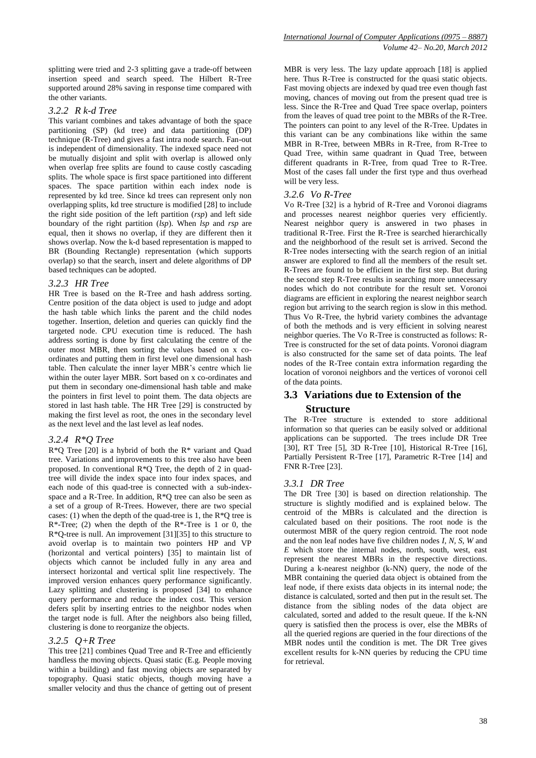splitting were tried and 2-3 splitting gave a trade-off between insertion speed and search speed. The Hilbert R-Tree supported around 28% saving in response time compared with the other variants.

### *3.2.2 R k-d Tree*

This variant combines and takes advantage of both the space partitioning (SP) (kd tree) and data partitioning (DP) technique (R-Tree) and gives a fast intra node search. Fan-out is independent of dimensionality. The indexed space need not be mutually disjoint and split with overlap is allowed only when overlap free splits are found to cause costly cascading splits. The whole space is first space partitioned into different spaces. The space partition within each index node is represented by kd tree. Since kd trees can represent only non overlapping splits, kd tree structure is modified [28] to include the right side position of the left partition (*rsp*) and left side boundary of the right partition (*lsp*). When *lsp* and *rsp* are equal, then it shows no overlap, if they are different then it shows overlap. Now the k-d based representation is mapped to BR (Bounding Rectangle) representation (which supports overlap) so that the search, insert and delete algorithms of DP based techniques can be adopted.

### *3.2.3 HR Tree*

HR Tree is based on the R-Tree and hash address sorting. Centre position of the data object is used to judge and adopt the hash table which links the parent and the child nodes together. Insertion, deletion and queries can quickly find the targeted node. CPU execution time is reduced. The hash address sorting is done by first calculating the centre of the outer most MBR, then sorting the values based on x co-ordinates and putting them in first level one dimensional hash table. Then calculate the inner layer MBR's centre which lie within the outer layer MBR. Sort based on x co-ordinates and put them in secondary one-dimensional hash table and make the pointers in first level to point them. The data objects are stored in last hash table. The HR Tree [29] is constructed by making the first level as root, the ones in the secondary level as the next level and the last level as leaf nodes.

### *3.2.4 R\*Q Tree*

R*Q Tree [20] is a hybrid of both the R* variant and Quad tree. Variations and improvements to this tree also have been proposed. In conventional R*Q Tree, the depth of 2 in quad-tree will divide the index space into four index spaces, and each node of this quad-tree is connected with a sub-index-space and a R-Tree. In addition, R*Q tree can also be seen as a set of a group of R-Trees. However, there are two special cases: (1) when the depth of the quad-tree is 1, the R*Q tree is R*-Tree; (2) when the depth of the R*-Tree is 1 or 0, the R*Q-tree is null. An improvement [31][35] to this structure to avoid overlap is to maintain two pointers HP and VP (horizontal and vertical pointers) [35] to maintain list of objects which cannot be included fully in any area and intersect horizontal and vertical split line respectively. The improved version enhances query performance significantly. Lazy splitting and clustering is proposed [34] to enhance query performance and reduce the index cost. This version defers split by inserting entries to the neighbor nodes when the target node is full. After the neighbors also being filled, clustering is done to reorganize the objects.

### *3.2.5 Q+R Tree*

This tree [21] combines Quad Tree and R-Tree and efficiently handless the moving objects. Quasi static (E.g. People moving within a building) and fast moving objects are separated by topography. Quasi static objects, though moving have a smaller velocity and thus the chance of getting out of present MBR is very less. The lazy update approach [18] is applied here. Thus R-Tree is constructed for the quasi static objects. Fast moving objects are indexed by quad tree even though fast moving, chances of moving out from the present quad tree is less. Since the R-Tree and Quad Tree space overlap, pointers from the leaves of quad tree point to the MBRs of the R-Tree. The pointers can point to any level of the R-Tree. Updates in this variant can be any combinations like within the same MBR in R-Tree, between MBRs in R-Tree, from R-Tree to Quad Tree, within same quadrant in Quad Tree, between different quadrants in R-Tree, from quad Tree to R-Tree. Most of the cases fall under the first type and thus overhead will be very less.

### *3.2.6 Vo R-Tree*

Vo R-Tree [32] is a hybrid of R-Tree and Voronoi diagrams and processes nearest neighbor queries very efficiently. Nearest neighbor query is answered in two phases in traditional R-Tree. First the R-Tree is searched hierarchically and the neighborhood of the result set is arrived. Second the R-Tree nodes intersecting with the search region of an initial answer are explored to find all the members of the result set. R-Trees are found to be efficient in the first step. But during the second step R-Tree results in searching more unnecessary nodes which do not contribute for the result set. Voronoi diagrams are efficient in exploring the nearest neighbor search region but arriving to the search region is slow in this method. Thus Vo R-Tree, the hybrid variety combines the advantage of both the methods and is very efficient in solving nearest neighbor queries. The Vo R-Tree is constructed as follows: R-Tree is constructed for the set of data points. Voronoi diagram is also constructed for the same set of data points. The leaf nodes of the R-Tree contain extra information regarding the location of voronoi neighbors and the vertices of voronoi cell of the data points.

## 3.3 Variations due to Extension of the Structure

The R-Tree structure is extended to store additional information so that queries can be easily solved or additional applications can be supported. The trees include DR Tree [30], RT Tree [5], 3D R-Tree [10], Historical R-Tree [16], Partially Persistent R-Tree [17], Parametric R-Tree [14] and FNR R-Tree [23].

### *3.3.1 DR Tree*

The DR Tree [30] is based on direction relationship. The structure is slightly modified and is explained below. The centroid of the MBRs is calculated and the direction is calculated based on their positions. The root node is the outermost MBR of the query region centroid. The root node and the non leaf nodes have five children nodes *I, N, S, W* and *E* which store the internal nodes, north, south, west, east represent the nearest MBRs in the respective directions. During a k-nearest neighbor (k-NN) query, the node of the MBR containing the queried data object is obtained from the leaf node, if there exists data objects in its internal node; the distance is calculated, sorted and then put in the result set. The distance from the sibling nodes of the data object are calculated, sorted and added to the result queue. If the k-NN query is satisfied then the process is over, else the MBRs of all the queried regions are queried in the four directions of the MBR nodes until the condition is met. The DR Tree gives excellent results for k-NN queries by reducing the CPU time for retrieval.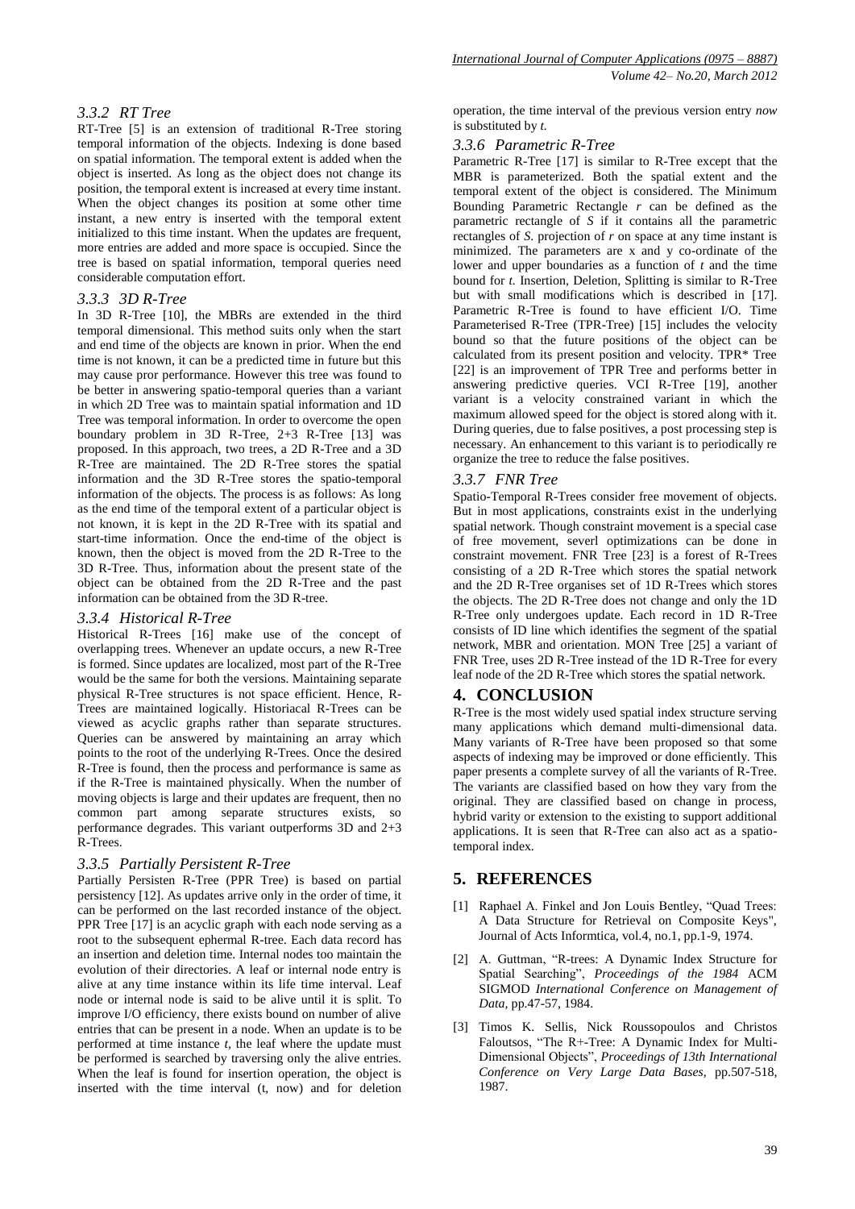### 3.3.2 RT Tree

RT-Tree [5] is an extension of traditional R-Tree storing temporal information of the objects. Indexing is done based on spatial information. The temporal extent is added when the object is inserted. As long as the object does not change its position, the temporal extent is increased at every time instant. When the object changes its position at some other time instant, a new entry is inserted with the temporal extent initialized to this time instant. When the updates are frequent, more entries are added and more space is occupied. Since the tree is based on spatial information, temporal queries need considerable computation effort.

### 3.3.3 3D R-Tree

In 3D R-Tree [10], the MBRs are extended in the third temporal dimensional. This method suits only when the start and end time of the objects are known in prior. When the end time is not known, it can be a predicted time in future but this may cause pror performance. However this tree was found to be better in answering spatio-temporal queries than a variant in which 2D Tree was to maintain spatial information and 1D Tree was temporal information. In order to overcome the open boundary problem in 3D R-Tree, 2+3 R-Tree [13] was proposed. In this approach, two trees, a 2D R-Tree and a 3D R-Tree are maintained. The 2D R-Tree stores the spatial information and the 3D R-Tree stores the spatio-temporal information of the objects. The process is as follows: As long as the end time of the temporal extent of a particular object is not known, it is kept in the 2D R-Tree with its spatial and start-time information. Once the end-time of the object is known, then the object is moved from the 2D R-Tree to the 3D R-Tree. Thus, information about the present state of the object can be obtained from the 2D R-Tree and the past information can be obtained from the 3D R-tree.

### 3.3.4 Historical R-Tree

Historical R-Trees [16] make use of the concept of overlapping trees. Whenever an update occurs, a new R-Tree is formed. Since updates are localized, most part of the R-Tree would be the same for both the versions. Maintaining separate physical R-Tree structures is not space efficient. Hence, R-Trees are maintained logically. Historiacal R-Trees can be viewed as acyclic graphs rather than separate structures. Queries can be answered by maintaining an array which points to the root of the underlying R-Trees. Once the desired R-Tree is found, then the process and performance is same as if the R-Tree is maintained physically. When the number of moving objects is large and their updates are frequent, then no common part among separate structures exists, so performance degrades. This variant outperforms 3D and 2+3 R-Trees.

### 3.3.5 Partially Persistent R-Tree

Partially Persisten R-Tree (PPR Tree) is based on partial persistency [12]. As updates arrive only in the order of time, it can be performed on the last recorded instance of the object. PPR Tree [17] is an acyclic graph with each node serving as a root to the subsequent ephermal R-tree. Each data record has an insertion and deletion time. Internal nodes too maintain the evolution of their directories. A leaf or internal node entry is alive at any time instance within its life time interval. Leaf node or internal node is said to be alive until it is split. To improve I/O efficiency, there exists bound on number of alive entries that can be present in a node. When an update is to be performed at time instance *t*, the leaf where the update must be performed is searched by traversing only the alive entries. When the leaf is found for insertion operation, the object is inserted with the time interval (t, now) and for deletion operation, the time interval of the previous version entry *now* is substituted by *t.*

### 3.3.6 Parametric R-Tree

Parametric R-Tree [17] is similar to R-Tree except that the MBR is parameterized. Both the spatial extent and the temporal extent of the object is considered. The Minimum Bounding Parametric Rectangle *r* can be defined as the parametric rectangle of *S* if it contains all the parametric rectangles of *S.* projection of *r* on space at any time instant is minimized. The parameters are x and y co-ordinate of the lower and upper boundaries as a function of *t* and the time bound for *t.* Insertion, Deletion, Splitting is similar to R-Tree but with small modifications which is described in [17]. Parametric R-Tree is found to have efficient I/O. Time Parameterised R-Tree (TPR-Tree) [15] includes the velocity bound so that the future positions of the object can be calculated from its present position and velocity. TPR\* Tree [22] is an improvement of TPR Tree and performs better in answering predictive queries. VCI R-Tree [19], another variant is a velocity constrained variant in which the maximum allowed speed for the object is stored along with it. During queries, due to false positives, a post processing step is necessary. An enhancement to this variant is to periodically re organize the tree to reduce the false positives.

### 3.3.7 FNR Tree

Spatio-Temporal R-Trees consider free movement of objects. But in most applications, constraints exist in the underlying spatial network. Though constraint movement is a special case of free movement, severl optimizations can be done in constraint movement. FNR Tree [23] is a forest of R-Trees consisting of a 2D R-Tree which stores the spatial network and the 2D R-Tree organises set of 1D R-Trees which stores the objects. The 2D R-Tree does not change and only the 1D R-Tree only undergoes update. Each record in 1D R-Tree consists of ID line which identifies the segment of the spatial network, MBR and orientation. MON Tree [25] a variant of FNR Tree, uses 2D R-Tree instead of the 1D R-Tree for every leaf node of the 2D R-Tree which stores the spatial network.

# 4. CONCLUSION

R-Tree is the most widely used spatial index structure serving many applications which demand multi-dimensional data. Many variants of R-Tree have been proposed so that some aspects of indexing may be improved or done efficiently. This paper presents a complete survey of all the variants of R-Tree. The variants are classified based on how they vary from the original. They are classified based on change in process, hybrid varity or extension to the existing to support additional applications. It is seen that R-Tree can also act as a spatio-temporal index.

# 5. REFERENCES

[1] Raphael A. Finkel and Jon Louis Bentley, "Quad Trees: A Data Structure for Retrieval on Composite Keys", Journal of Acts Informtica, vol.4, no.1, pp.1-9, 1974.

[2] A. Guttman, "R-trees: A Dynamic Index Structure for Spatial Searching", *Proceedings of the 1984* ACM SIGMOD *International Conference on Management of Data*, pp.47-57, 1984.

[3] Timos K. Sellis, Nick Roussopoulos and Christos Faloutsos, "The R+-Tree: A Dynamic Index for Multi-Dimensional Objects", *Proceedings of 13th International Conference on Very Large Data Bases*, pp.507-518, 1987.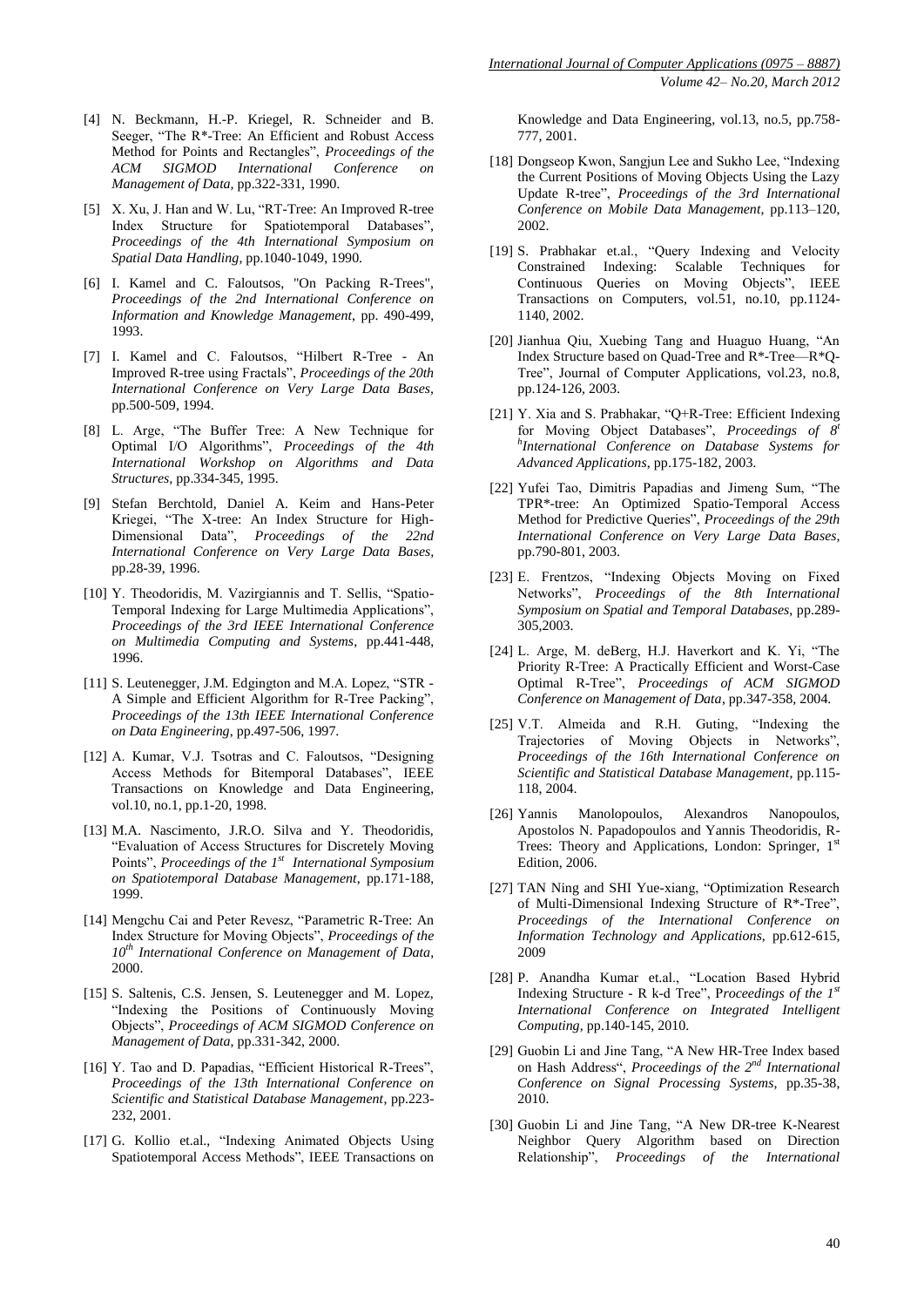[4] N. Beckmann, H.-P. Kriegel, R. Schneider and B. Seeger, "The R*-Tree: An Efficient and Robust Access Method for Points and Rectangles", *Proceedings of the ACM SIGMOD International Conference on Management of Data*, pp.322-331, 1990.

[5] X. Xu, J. Han and W. Lu, "RT-Tree: An Improved R-tree Index Structure for Spatiotemporal Databases", *Proceedings of the 4th International Symposium on Spatial Data Handling*, pp.1040-1049, 1990.

[6] I. Kamel and C. Faloutsos, "On Packing R-Trees", *Proceedings of the 2nd International Conference on Information and Knowledge Management*, pp. 490-499, 1993.

[7] I. Kamel and C. Faloutsos, "Hilbert R-Tree - An Improved R-tree using Fractals", *Proceedings of the 20th International Conference on Very Large Data Bases*, pp.500-509, 1994.

[8] L. Arge, "The Buffer Tree: A New Technique for Optimal I/O Algorithms", *Proceedings of the 4th International Workshop on Algorithms and Data Structures*, pp.334-345, 1995.

[9] Stefan Berchtold, Daniel A. Keim and Hans-Peter Kriegei, "The X-tree: An Index Structure for High-Dimensional Data", *Proceedings of the 22nd International Conference on Very Large Data Bases*, pp.28-39, 1996.

[10] Y. Theodoridis, M. Vazirgiannis and T. Sellis, "Spatio-Temporal Indexing for Large Multimedia Applications", *Proceedings of the 3rd IEEE International Conference on Multimedia Computing and Systems*, pp.441-448, 1996.

[11] S. Leutenegger, J.M. Edgington and M.A. Lopez, "STR - A Simple and Efficient Algorithm for R-Tree Packing", *Proceedings of the 13th IEEE International Conference on Data Engineering*, pp.497-506, 1997.

[12] A. Kumar, V.J. Tsotras and C. Faloutsos, "Designing Access Methods for Bitemporal Databases", IEEE Transactions on Knowledge and Data Engineering, vol.10, no.1, pp.1-20, 1998.

[13] M.A. Nascimento, J.R.O. Silva and Y. Theodoridis, "Evaluation of Access Structures for Discretely Moving Points", *Proceedings of the 1st International Symposium on Spatiotemporal Database Management*, pp.171-188, 1999.

[14] Mengchu Cai and Peter Revesz, "Parametric R-Tree: An Index Structure for Moving Objects", *Proceedings of the 10th International Conference on Management of Data*, 2000.

[15] S. Saltenis, C.S. Jensen, S. Leutenegger and M. Lopez, "Indexing the Positions of Continuously Moving Objects", *Proceedings of ACM SIGMOD Conference on Management of Data*, pp.331-342, 2000.

[16] Y. Tao and D. Papadias, "Efficient Historical R-Trees", *Proceedings of the 13th International Conference on Scientific and Statistical Database Management*, pp.223-232, 2001.

[17] G. Kollio et.al., "Indexing Animated Objects Using Spatiotemporal Access Methods", IEEE Transactions on Knowledge and Data Engineering, vol.13, no.5, pp.758-777, 2001.

[18] Dongseop Kwon, Sangjun Lee and Sukho Lee, "Indexing the Current Positions of Moving Objects Using the Lazy Update R-tree", *Proceedings of the 3rd International Conference on Mobile Data Management*, pp.113–120, 2002.

[19] S. Prabhakar et.al., "Query Indexing and Velocity Constrained Indexing: Scalable Techniques for Continuous Queries on Moving Objects", IEEE Transactions on Computers, vol.51, no.10, pp.1124-1140, 2002.

[20] Jianhua Qiu, Xuebing Tang and Huaguo Huang, "An Index Structure based on Quad-Tree and R*-Tree—R*Q-Tree", Journal of Computer Applications, vol.23, no.8, pp.124-126, 2003.

[21] Y. Xia and S. Prabhakar, "Q+R-Tree: Efficient Indexing for Moving Object Databases", *Proceedings of 8thInternational Conference on Database Systems for Advanced Applications*, pp.175-182, 2003.

[22] Yufei Tao, Dimitris Papadias and Jimeng Sum, "The TPR*-tree: An Optimized Spatio-Temporal Access Method for Predictive Queries", *Proceedings of the 29th International Conference on Very Large Data Bases*, pp.790-801, 2003.

[23] E. Frentzos, "Indexing Objects Moving on Fixed Networks", *Proceedings of the 8th International Symposium on Spatial and Temporal Databases*, pp.289-305,2003.

[24] L. Arge, M. deBerg, H.J. Haverkort and K. Yi, "The Priority R-Tree: A Practically Efficient and Worst-Case Optimal R-Tree", *Proceedings of ACM SIGMOD Conference on Management of Data*, pp.347-358, 2004.

[25] V.T. Almeida and R.H. Guting, "Indexing the Trajectories of Moving Objects in Networks", *Proceedings of the 16th International Conference on Scientific and Statistical Database Management*, pp.115-118, 2004.

[26] Yannis Manolopoulos, Alexandros Nanopoulos, Apostolos N. Papadopoulos and Yannis Theodoridis, R-Trees: Theory and Applications, London: Springer, 1st Edition, 2006.

[27] TAN Ning and SHI Yue-xiang, "Optimization Research of Multi-Dimensional Indexing Structure of R*-Tree", *Proceedings of the International Conference on Information Technology and Applications*, pp.612-615, 2009

[28] P. Anandha Kumar et.al., "Location Based Hybrid Indexing Structure - R k-d Tree", *Proceedings of the 1st International Conference on Integrated Intelligent Computing*, pp.140-145, 2010.

[29] Guobin Li and Jine Tang, "A New HR-Tree Index based on Hash Address", *Proceedings of the 2nd International Conference on Signal Processing Systems*, pp.35-38, 2010.

[30] Guobin Li and Jine Tang, "A New DR-tree K-Nearest Neighbor Query Algorithm based on Direction Relationship", *Proceedings of the International*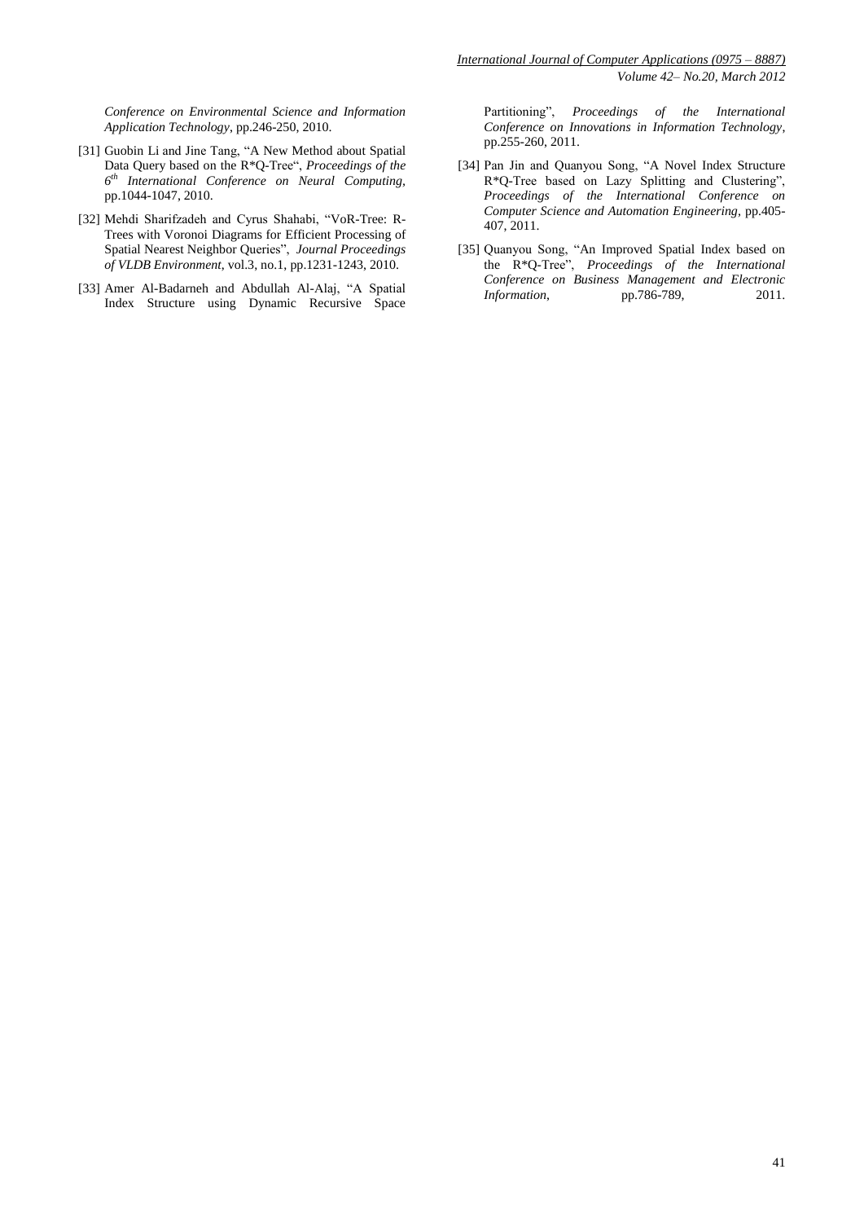*Conference on Environmental Science and Information Application Technology*, pp.246-250, 2010.

[31] Guobin Li and Jine Tang, "A New Method about Spatial Data Query based on the R*Q-Tree", *Proceedings of the 6th International Conference on Neural Computing*, pp.1044-1047, 2010.

[32] Mehdi Sharifzadeh and Cyrus Shahabi, "VoR-Tree: R-Trees with Voronoi Diagrams for Efficient Processing of Spatial Nearest Neighbor Queries", *Journal Proceedings of VLDB Environment*, vol.3, no.1, pp.1231-1243, 2010.

[33] Amer Al-Badarneh and Abdullah Al-Alaj, "A Spatial Index Structure using Dynamic Recursive Space Partitioning", *Proceedings of the International Conference on Innovations in Information Technology*, pp.255-260, 2011.

[34] Pan Jin and Quanyou Song, "A Novel Index Structure R*Q-Tree based on Lazy Splitting and Clustering", *Proceedings of the International Conference on Computer Science and Automation Engineering*, pp.405-407, 2011.

[35] Quanyou Song, "An Improved Spatial Index based on the R*Q-Tree", *Proceedings of the International Conference on Business Management and Electronic Information*, pp.786-789, 2011.